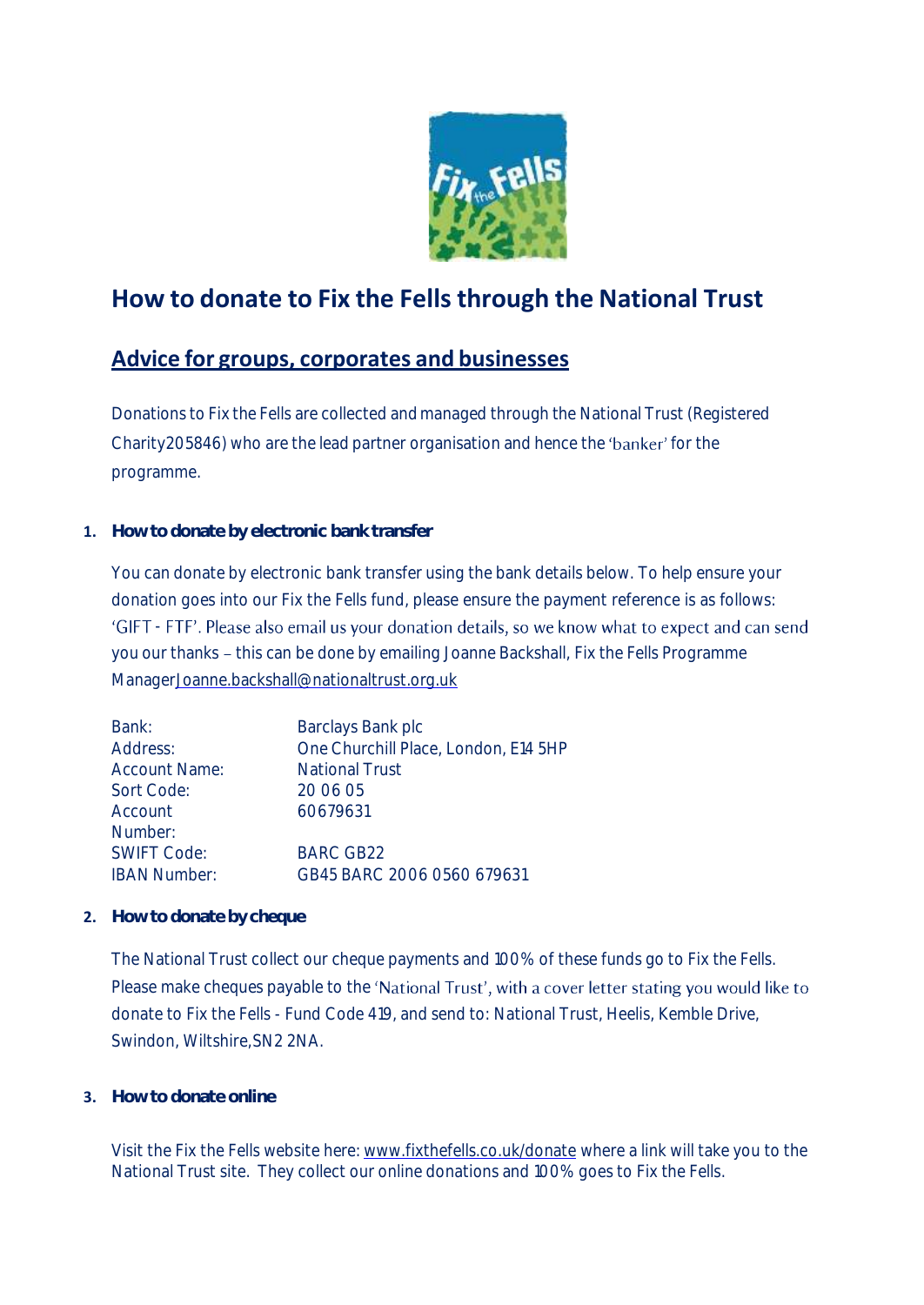# How to donate to Fix the Fells through the National Trust

## Advice for groups, corporates and businesses

Donations to Fix the Fells are collected and managed through the National Trust (Registered Charity205846) who are the lead partner organisation and hence the 'banker' for the programme.

1. **How to donate by electronic bank transfer**

   You can donate by electronic bank transfer using the bank details below. To help ensure your donation goes into our Fix the Fells fund, please ensure the payment reference is as follows: 'GIFT - FTF'. Please also email us your donation details, so we know what to expect and can send you our thanks – this can be done by emailing Joanne Backshall, Fix the Fells Programme ManagerJoanne.backshall@nationaltrust.org.uk

| | |
|---|---|
| Bank: | Barclays Bank plc |
| Address: | One Churchill Place, London, E14 5HP |
| Account Name: | National Trust |
| Sort Code: | 20 06 05 |
| Account Number: | 60679631 |
| SWIFT Code: | BARC GB22 |
| IBAN Number: | GB45 BARC 2006 0560 679631 |

2. **How to donate by cheque**

   The National Trust collect our cheque payments and 100% of these funds go to Fix the Fells. Please make cheques payable to the 'National Trust', with a cover letter stating you would like to donate to Fix the Fells - Fund Code 419, and send to: National Trust, Heelis, Kemble Drive, Swindon, Wiltshire,SN2 2NA.

3. **How to donate online**

   Visit the Fix the Fells website here: www.fixthefells.co.uk/donate where a link will take you to the National Trust site. They collect our online donations and 100% goes to Fix the Fells.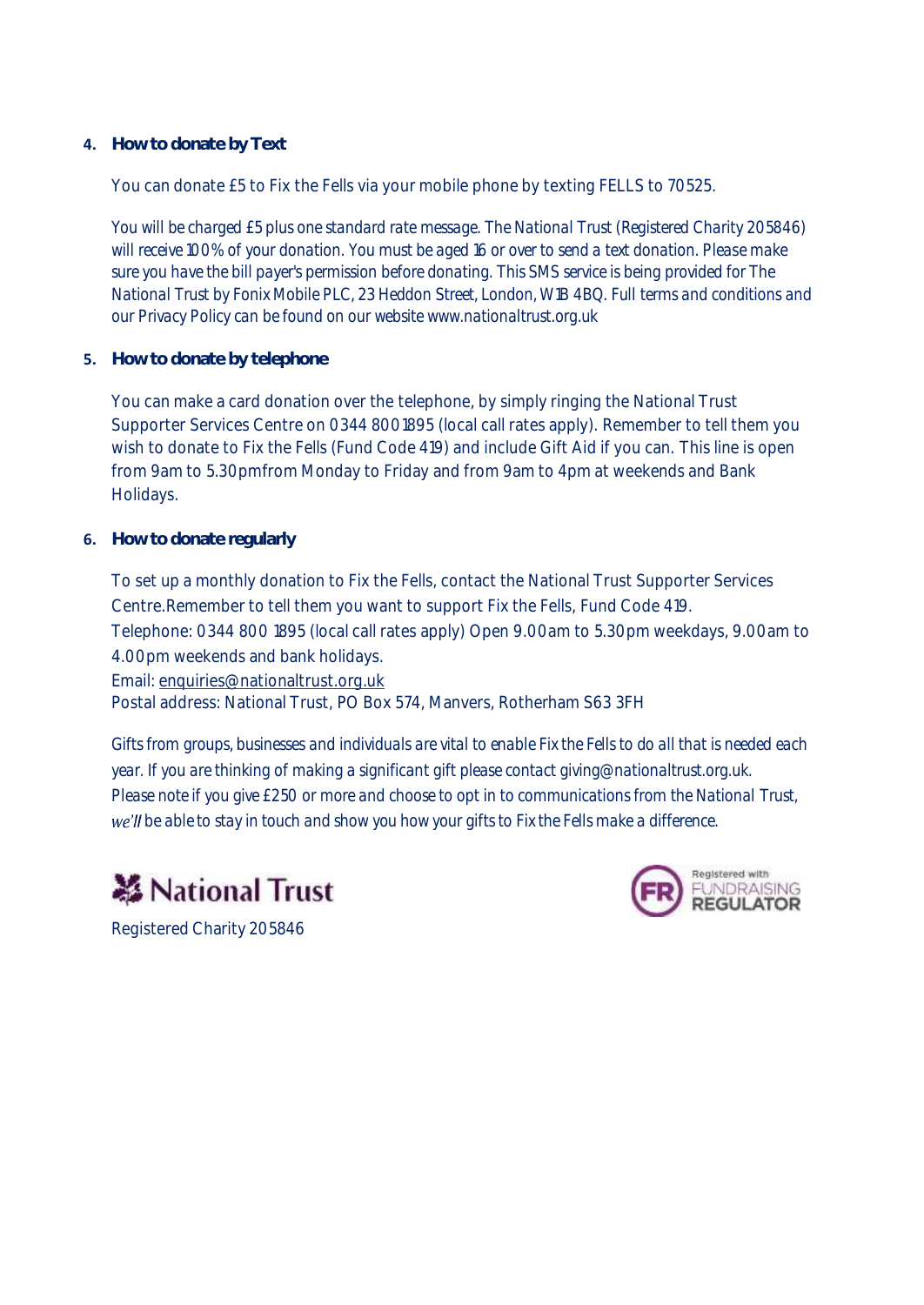4. **How to donate by Text**

You can donate £5 to Fix the Fells via your mobile phone by texting FELLS to 70525.

You will be charged £5 plus one standard rate message. The National Trust (Registered Charity 205846) will receive 100% of your donation. You must be aged 16 or over to send a text donation. Please make sure you have the bill payer's permission before donating. This SMS service is being provided for The National Trust by Fonix Mobile PLC, 23 Heddon Street, London, W1B 4BQ. Full terms and conditions and our Privacy Policy can be found on our website www.nationaltrust.org.uk

5. **How to donate by telephone**

You can make a card donation over the telephone, by simply ringing the National Trust Supporter Services Centre on 0344 800 1895 (local call rates apply). Remember to tell them you wish to donate to Fix the Fells (Fund Code 419) and include Gift Aid if you can. This line is open from 9am to 5.30pmfrom Monday to Friday and from 9am to 4pm at weekends and Bank Holidays.

6. **How to donate regularly**

To set up a monthly donation to Fix the Fells, contact the National Trust Supporter Services Centre.Remember to tell them you want to support Fix the Fells, Fund Code 419.
Telephone: 0344 800 1895 (local call rates apply) Open 9.00am to 5.30pm weekdays, 9.00am to 4.00pm weekends and bank holidays.
Email: enquiries@nationaltrust.org.uk
Postal address: National Trust, PO Box 574, Manvers, Rotherham S63 3FH

Gifts from groups, businesses and individuals are vital to enable Fix the Fells to do all that is needed each year. If you are thinking of making a significant gift please contact giving@nationaltrust.org.uk. Please note if you give £250 or more and choose to opt in to communications from the National Trust, *we'll* be able to stay in touch and show you how your gifts to Fix the Fells make a difference.

National Trust

Registered Charity 205846

Registered with FUNDRAISING REGULATOR